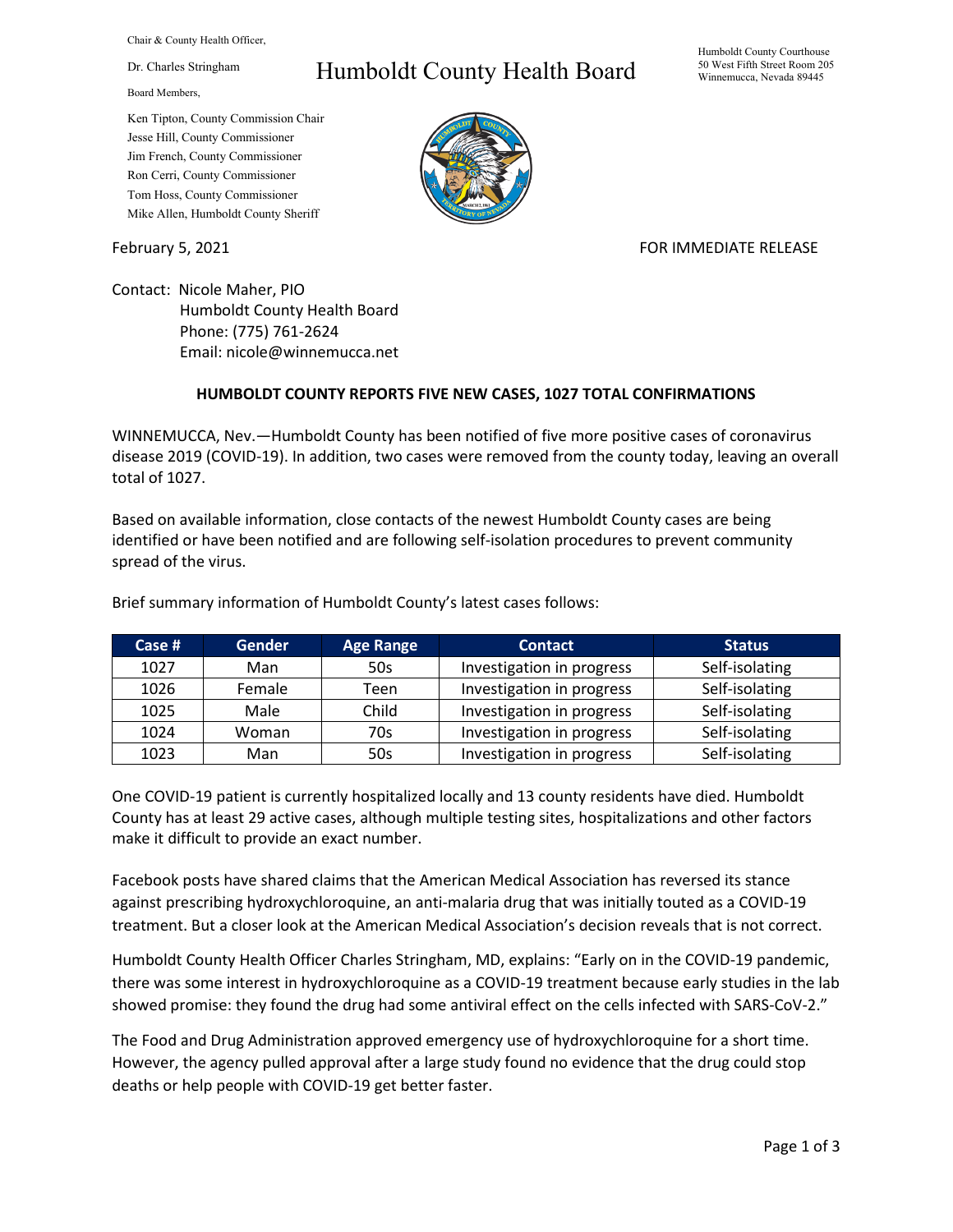Chair & County Health Officer,

Dr. Charles Stringham

Board Members,

Ken Tipton, County Commission Chair
Jesse Hill, County Commissioner
Jim French, County Commissioner
Ron Cerri, County Commissioner
Tom Hoss, County Commissioner
Mike Allen, Humboldt County Sheriff

# Humboldt County Health Board

Humboldt County Courthouse
50 West Fifth Street Room 205
Winnemucca, Nevada 89445

February 5, 2021

FOR IMMEDIATE RELEASE

Contact: Nicole Maher, PIO
Humboldt County Health Board
Phone: (775) 761-2624
Email: nicole@winnemucca.net

**HUMBOLDT COUNTY REPORTS FIVE NEW CASES, 1027 TOTAL CONFIRMATIONS**

WINNEMUCCA, Nev.—Humboldt County has been notified of five more positive cases of coronavirus disease 2019 (COVID-19). In addition, two cases were removed from the county today, leaving an overall total of 1027.

Based on available information, close contacts of the newest Humboldt County cases are being identified or have been notified and are following self-isolation procedures to prevent community spread of the virus.

Brief summary information of Humboldt County's latest cases follows:

| Case # | Gender | Age Range | Contact | Status |
|---|---|---|---|---|
| 1027 | Man | 50s | Investigation in progress | Self-isolating |
| 1026 | Female | Teen | Investigation in progress | Self-isolating |
| 1025 | Male | Child | Investigation in progress | Self-isolating |
| 1024 | Woman | 70s | Investigation in progress | Self-isolating |
| 1023 | Man | 50s | Investigation in progress | Self-isolating |

One COVID-19 patient is currently hospitalized locally and 13 county residents have died. Humboldt County has at least 29 active cases, although multiple testing sites, hospitalizations and other factors make it difficult to provide an exact number.

Facebook posts have shared claims that the American Medical Association has reversed its stance against prescribing hydroxychloroquine, an anti-malaria drug that was initially touted as a COVID-19 treatment. But a closer look at the American Medical Association's decision reveals that is not correct.

Humboldt County Health Officer Charles Stringham, MD, explains: "Early on in the COVID-19 pandemic, there was some interest in hydroxychloroquine as a COVID-19 treatment because early studies in the lab showed promise: they found the drug had some antiviral effect on the cells infected with SARS-CoV-2."

The Food and Drug Administration approved emergency use of hydroxychloroquine for a short time. However, the agency pulled approval after a large study found no evidence that the drug could stop deaths or help people with COVID-19 get better faster.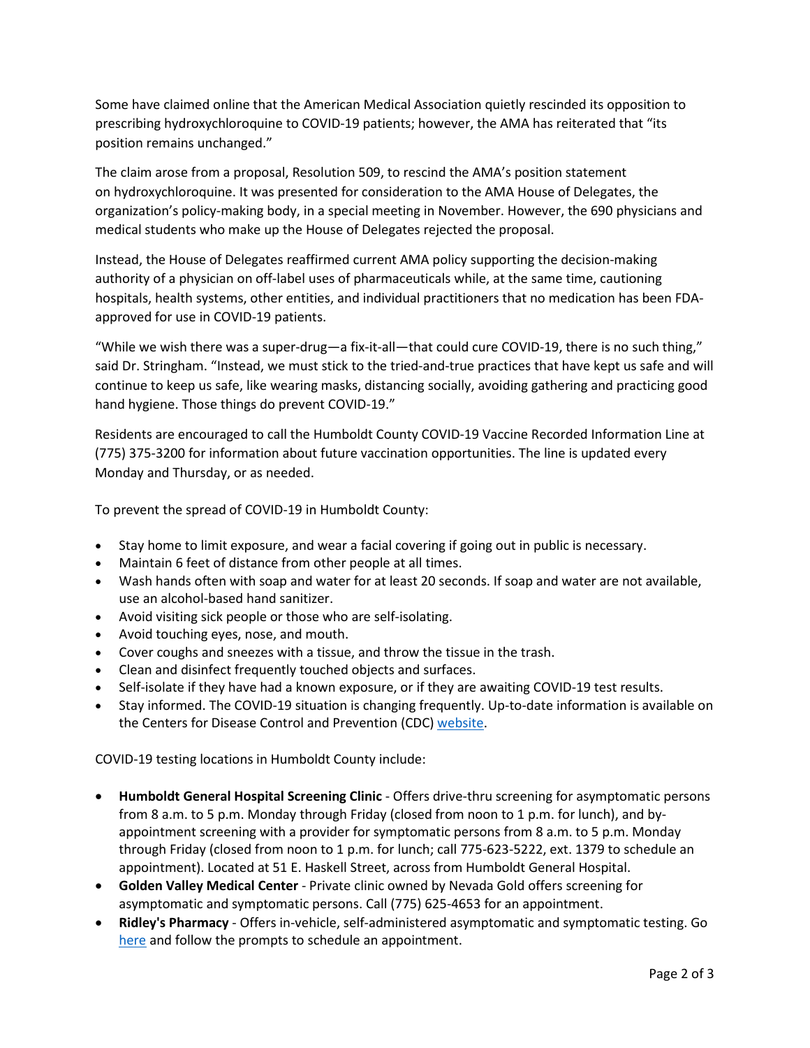Some have claimed online that the American Medical Association quietly rescinded its opposition to prescribing hydroxychloroquine to COVID-19 patients; however, the AMA has reiterated that "its position remains unchanged."

The claim arose from a proposal, Resolution 509, to rescind the AMA's position statement on hydroxychloroquine. It was presented for consideration to the AMA House of Delegates, the organization's policy-making body, in a special meeting in November. However, the 690 physicians and medical students who make up the House of Delegates rejected the proposal.

Instead, the House of Delegates reaffirmed current AMA policy supporting the decision-making authority of a physician on off-label uses of pharmaceuticals while, at the same time, cautioning hospitals, health systems, other entities, and individual practitioners that no medication has been FDA-approved for use in COVID-19 patients.

"While we wish there was a super-drug—a fix-it-all—that could cure COVID-19, there is no such thing," said Dr. Stringham. "Instead, we must stick to the tried-and-true practices that have kept us safe and will continue to keep us safe, like wearing masks, distancing socially, avoiding gathering and practicing good hand hygiene. Those things do prevent COVID-19."

Residents are encouraged to call the Humboldt County COVID-19 Vaccine Recorded Information Line at (775) 375-3200 for information about future vaccination opportunities. The line is updated every Monday and Thursday, or as needed.

To prevent the spread of COVID-19 in Humboldt County:

- Stay home to limit exposure, and wear a facial covering if going out in public is necessary.
- Maintain 6 feet of distance from other people at all times.
- Wash hands often with soap and water for at least 20 seconds. If soap and water are not available, use an alcohol-based hand sanitizer.
- Avoid visiting sick people or those who are self-isolating.
- Avoid touching eyes, nose, and mouth.
- Cover coughs and sneezes with a tissue, and throw the tissue in the trash.
- Clean and disinfect frequently touched objects and surfaces.
- Self-isolate if they have had a known exposure, or if they are awaiting COVID-19 test results.
- Stay informed. The COVID-19 situation is changing frequently. Up-to-date information is available on the Centers for Disease Control and Prevention (CDC) website.

COVID-19 testing locations in Humboldt County include:

- **Humboldt General Hospital Screening Clinic** - Offers drive-thru screening for asymptomatic persons from 8 a.m. to 5 p.m. Monday through Friday (closed from noon to 1 p.m. for lunch), and by-appointment screening with a provider for symptomatic persons from 8 a.m. to 5 p.m. Monday through Friday (closed from noon to 1 p.m. for lunch; call 775-623-5222, ext. 1379 to schedule an appointment). Located at 51 E. Haskell Street, across from Humboldt General Hospital.
- **Golden Valley Medical Center** - Private clinic owned by Nevada Gold offers screening for asymptomatic and symptomatic persons. Call (775) 625-4653 for an appointment.
- **Ridley's Pharmacy** - Offers in-vehicle, self-administered asymptomatic and symptomatic testing. Go here and follow the prompts to schedule an appointment.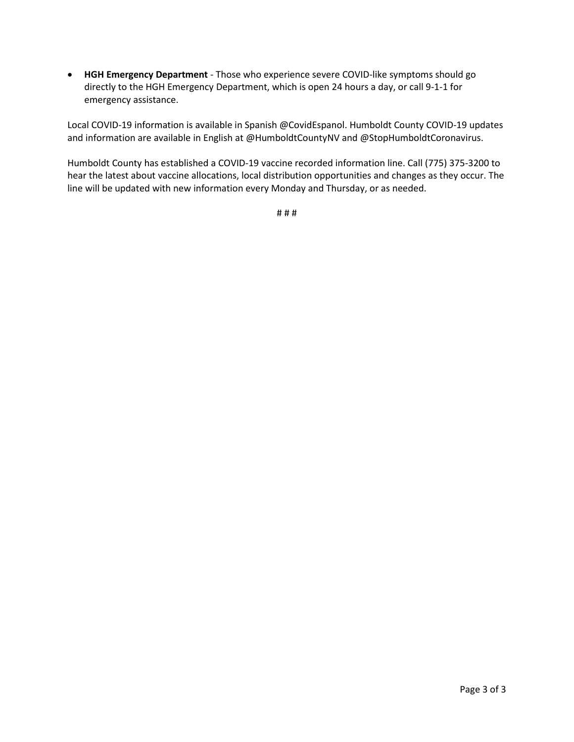- **HGH Emergency Department** - Those who experience severe COVID-like symptoms should go directly to the HGH Emergency Department, which is open 24 hours a day, or call 9-1-1 for emergency assistance.

Local COVID-19 information is available in Spanish @CovidEspanol. Humboldt County COVID-19 updates and information are available in English at @HumboldtCountyNV and @StopHumboldtCoronavirus.

Humboldt County has established a COVID-19 vaccine recorded information line. Call (775) 375-3200 to hear the latest about vaccine allocations, local distribution opportunities and changes as they occur. The line will be updated with new information every Monday and Thursday, or as needed.

# # #